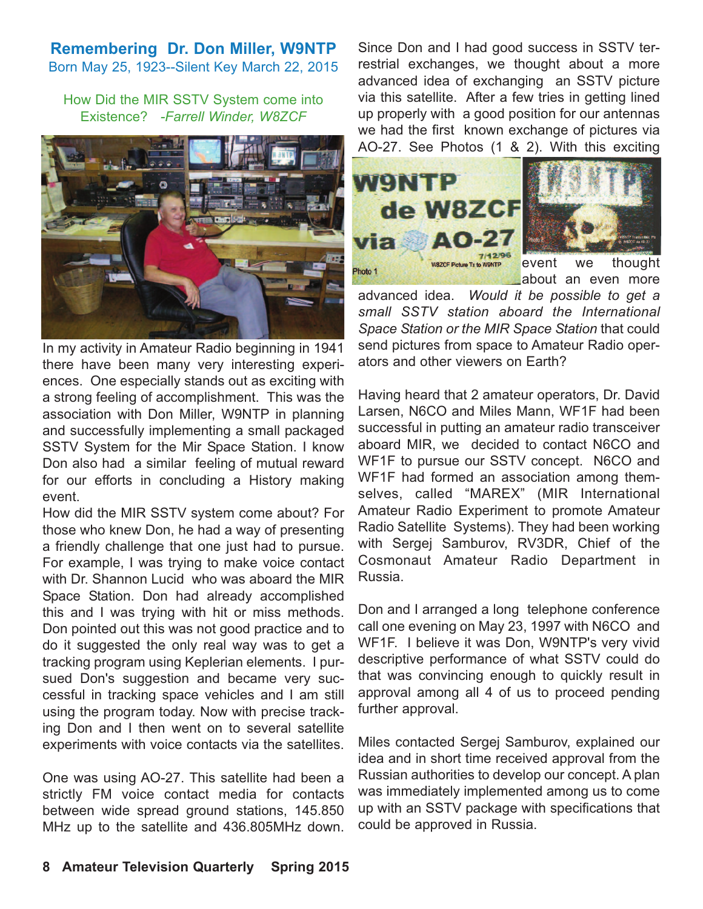## Remembering Dr. Don Miller, W9NTP

Born May 25, 1923--Silent Key March 22, 2015

How Did the MIR SSTV System come into Existence? *-Farrell Winder, W8ZCF*

In my activity in Amateur Radio beginning in 1941 there have been many very interesting experiences. One especially stands out as exciting with a strong feeling of accomplishment. This was the association with Don Miller, W9NTP in planning and successfully implementing a small packaged SSTV System for the Mir Space Station. I know Don also had a similar feeling of mutual reward for our efforts in concluding a History making event.

How did the MIR SSTV system come about? For those who knew Don, he had a way of presenting a friendly challenge that one just had to pursue. For example, I was trying to make voice contact with Dr. Shannon Lucid who was aboard the MIR Space Station. Don had already accomplished this and I was trying with hit or miss methods. Don pointed out this was not good practice and to do it suggested the only real way was to get a tracking program using Keplerian elements. I pursued Don's suggestion and became very successful in tracking space vehicles and I am still using the program today. Now with precise tracking Don and I then went on to several satellite experiments with voice contacts via the satellites.

One was using AO-27. This satellite had been a strictly FM voice contact media for contacts between wide spread ground stations, 145.850 MHz up to the satellite and 436.805MHz down.

Since Don and I had good success in SSTV terrestrial exchanges, we thought about a more advanced idea of exchanging an SSTV picture via this satellite. After a few tries in getting lined up properly with a good position for our antennas we had the first known exchange of pictures via AO-27. See Photos (1 & 2). With this exciting event we thought about an even more advanced idea. *Would it be possible to get a small SSTV station aboard the International Space Station or the MIR Space Station* that could send pictures from space to Amateur Radio operators and other viewers on Earth?

Having heard that 2 amateur operators, Dr. David Larsen, N6CO and Miles Mann, WF1F had been successful in putting an amateur radio transceiver aboard MIR, we decided to contact N6CO and WF1F to pursue our SSTV concept. N6CO and WF1F had formed an association among themselves, called "MAREX" (MIR International Amateur Radio Experiment to promote Amateur Radio Satellite Systems). They had been working with Sergej Samburov, RV3DR, Chief of the Cosmonaut Amateur Radio Department in Russia.

Don and I arranged a long telephone conference call one evening on May 23, 1997 with N6CO and WF1F. I believe it was Don, W9NTP's very vivid descriptive performance of what SSTV could do that was convincing enough to quickly result in approval among all 4 of us to proceed pending further approval.

Miles contacted Sergej Samburov, explained our idea and in short time received approval from the Russian authorities to develop our concept. A plan was immediately implemented among us to come up with an SSTV package with specifications that could be approved in Russia.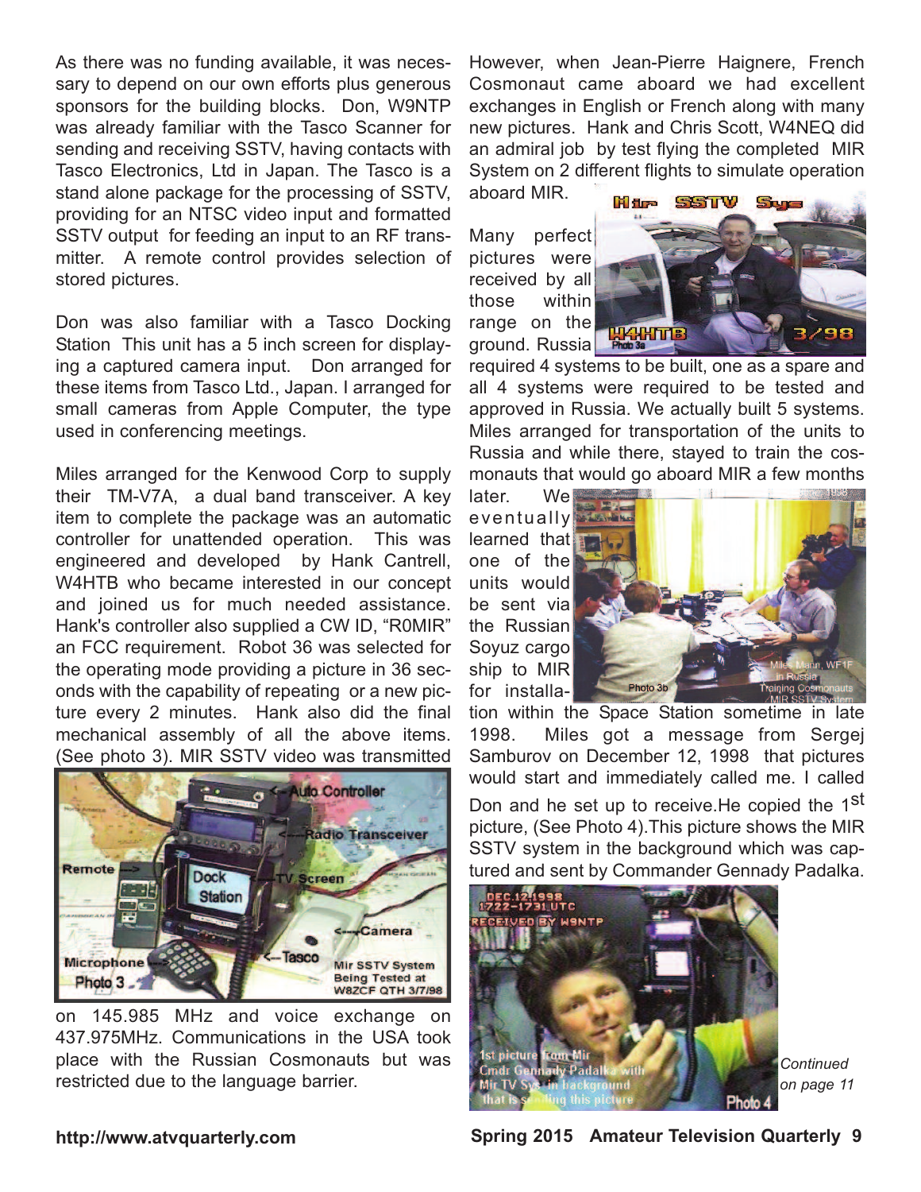As there was no funding available, it was necessary to depend on our own efforts plus generous sponsors for the building blocks. Don, W9NTP was already familiar with the Tasco Scanner for sending and receiving SSTV, having contacts with Tasco Electronics, Ltd in Japan. The Tasco is a stand alone package for the processing of SSTV, providing for an NTSC video input and formatted SSTV output for feeding an input to an RF transmitter. A remote control provides selection of stored pictures.

Don was also familiar with a Tasco Docking Station This unit has a 5 inch screen for displaying a captured camera input. Don arranged for these items from Tasco Ltd., Japan. I arranged for small cameras from Apple Computer, the type used in conferencing meetings.

Miles arranged for the Kenwood Corp to supply their TM-V7A, a dual band transceiver. A key item to complete the package was an automatic controller for unattended operation. This was engineered and developed by Hank Cantrell, W4HTB who became interested in our concept and joined us for much needed assistance. Hank's controller also supplied a CW ID, "R0MIR" an FCC requirement. Robot 36 was selected for the operating mode providing a picture in 36 seconds with the capability of repeating or a new picture every 2 minutes. Hank also did the final mechanical assembly of all the above items. (See photo 3). MIR SSTV video was transmitted on 145.985 MHz and voice exchange on 437.975MHz. Communications in the USA took place with the Russian Cosmonauts but was restricted due to the language barrier.

Photo 3 — Mir SSTV System Being Tested at W8ZCF QTH 3/7/98

However, when Jean-Pierre Haignere, French Cosmonaut came aboard we had excellent exchanges in English or French along with many new pictures. Hank and Chris Scott, W4NEQ did an admiral job by test flying the completed MIR System on 2 different flights to simulate operation aboard MIR.

Photo 3a

Many perfect pictures were received by all those within range on the ground. Russia required 4 systems to be built, one as a spare and all 4 systems were required to be tested and approved in Russia. We actually built 5 systems. Miles arranged for transportation of the units to Russia and while there, stayed to train the cosmonauts that would go aboard MIR a few months later. We eventually learned that one of the units would be sent via the Russian Soyuz cargo ship to MIR for installation within the Space Station sometime in late 1998. Miles got a message from Sergej Samburov on December 12, 1998 that pictures would start and immediately called me. I called Don and he set up to receive.He copied the 1st picture, (See Photo 4).This picture shows the MIR SSTV system in the background which was captured and sent by Commander Gennady Padalka.

Photo 3b — Miles Mann, WF1F in Russia Training Cosmonauts MIR SSTV System

Photo 4 — DEC.12.1998 1722-1731 UTC RECEIVED BY W9NTP. 1st picture from Mir Cmdr Gennady Padalka with Mir TV Sys in background that is sending this picture

*Continued on page 11*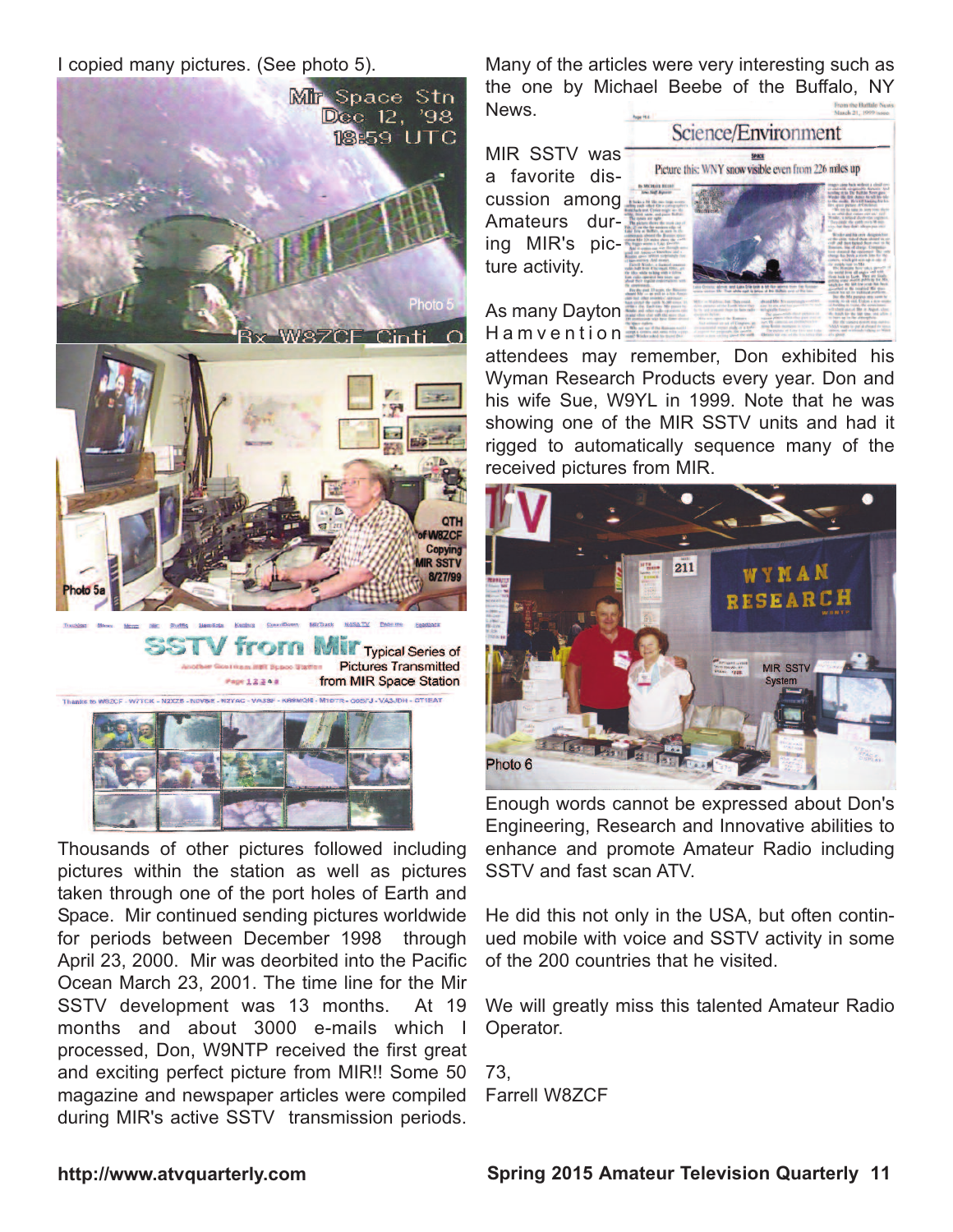I copied many pictures. (See photo 5).

Thousands of other pictures followed including pictures within the station as well as pictures taken through one of the port holes of Earth and Space. Mir continued sending pictures worldwide for periods between December 1998 through April 23, 2000. Mir was deorbited into the Pacific Ocean March 23, 2001. The time line for the Mir SSTV development was 13 months. At 19 months and about 3000 e-mails which I processed, Don, W9NTP received the first great and exciting perfect picture from MIR!! Some 50 magazine and newspaper articles were compiled during MIR's active SSTV transmission periods.

Many of the articles were very interesting such as the one by Michael Beebe of the Buffalo, NY News.

MIR SSTV was a favorite discussion among Amateurs during MIR's picture activity.

As many Dayton Hamvention attendees may remember, Don exhibited his Wyman Research Products every year. Don and his wife Sue, W9YL in 1999. Note that he was showing one of the MIR SSTV units and had it rigged to automatically sequence many of the received pictures from MIR.

Photo 6

Enough words cannot be expressed about Don's Engineering, Research and Innovative abilities to enhance and promote Amateur Radio including SSTV and fast scan ATV.

He did this not only in the USA, but often continued mobile with voice and SSTV activity in some of the 200 countries that he visited.

We will greatly miss this talented Amateur Radio Operator.

73,
Farrell W8ZCF